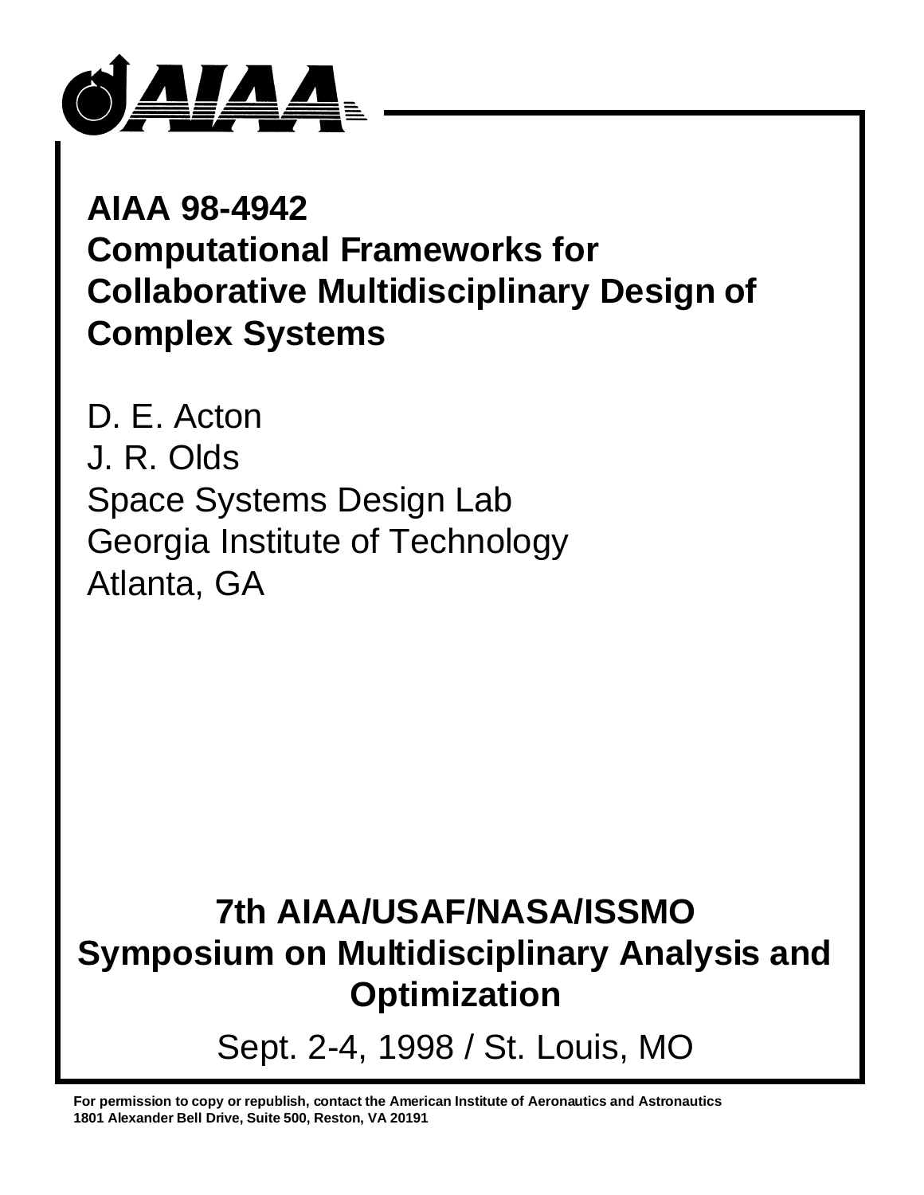# AIAA 98-4942
# Computational Frameworks for Collaborative Multidisciplinary Design of Complex Systems

D. E. Acton
J. R. Olds
Space Systems Design Lab
Georgia Institute of Technology
Atlanta, GA

## 7th AIAA/USAF/NASA/ISSMO Symposium on Multidisciplinary Analysis and Optimization

Sept. 2-4, 1998 / St. Louis, MO

**For permission to copy or republish, contact the American Institute of Aeronautics and Astronautics 1801 Alexander Bell Drive, Suite 500, Reston, VA 20191**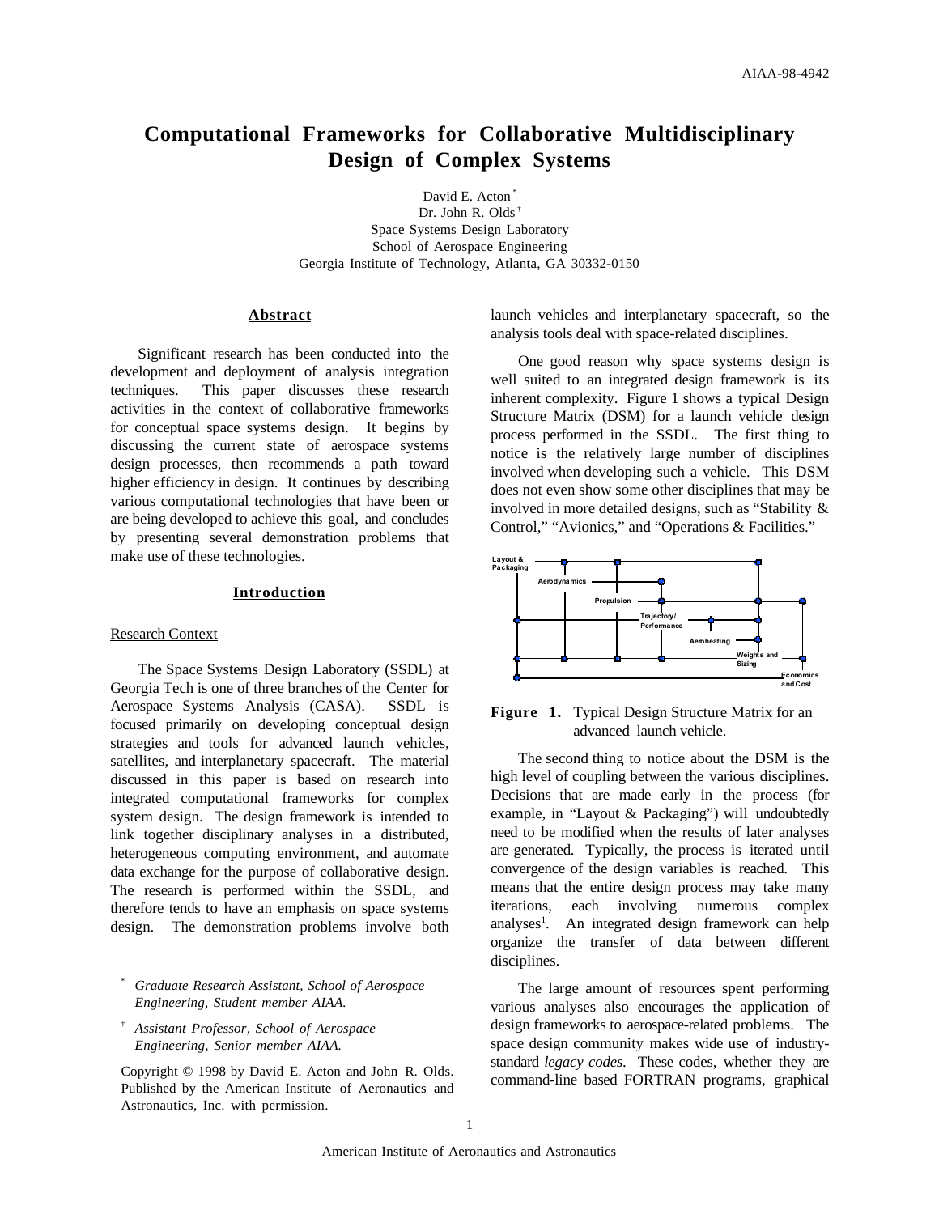# Computational Frameworks for Collaborative Multidisciplinary Design of Complex Systems

David E. Acton [*]
Dr. John R. Olds [†]
Space Systems Design Laboratory
School of Aerospace Engineering
Georgia Institute of Technology, Atlanta, GA 30332-0150

## Abstract

Significant research has been conducted into the development and deployment of analysis integration techniques. This paper discusses these research activities in the context of collaborative frameworks for conceptual space systems design. It begins by discussing the current state of aerospace systems design processes, then recommends a path toward higher efficiency in design. It continues by describing various computational technologies that have been or are being developed to achieve this goal, and concludes by presenting several demonstration problems that make use of these technologies.

## Introduction

### Research Context

The Space Systems Design Laboratory (SSDL) at Georgia Tech is one of three branches of the Center for Aerospace Systems Analysis (CASA). SSDL is focused primarily on developing conceptual design strategies and tools for advanced launch vehicles, satellites, and interplanetary spacecraft. The material discussed in this paper is based on research into integrated computational frameworks for complex system design. The design framework is intended to link together disciplinary analyses in a distributed, heterogeneous computing environment, and automate data exchange for the purpose of collaborative design. The research is performed within the SSDL, and therefore tends to have an emphasis on space systems design. The demonstration problems involve both launch vehicles and interplanetary spacecraft, so the analysis tools deal with space-related disciplines.

One good reason why space systems design is well suited to an integrated design framework is its inherent complexity. Figure 1 shows a typical Design Structure Matrix (DSM) for a launch vehicle design process performed in the SSDL. The first thing to notice is the relatively large number of disciplines involved when developing such a vehicle. This DSM does not even show some other disciplines that may be involved in more detailed designs, such as "Stability & Control," "Avionics," and "Operations & Facilities."

**Figure 1.** Typical Design Structure Matrix for an advanced launch vehicle.

The second thing to notice about the DSM is the high level of coupling between the various disciplines. Decisions that are made early in the process (for example, in "Layout & Packaging") will undoubtedly need to be modified when the results of later analyses are generated. Typically, the process is iterated until convergence of the design variables is reached. This means that the entire design process may take many iterations, each involving numerous complex analyses[1]. An integrated design framework can help organize the transfer of data between different disciplines.

The large amount of resources spent performing various analyses also encourages the application of design frameworks to aerospace-related problems. The space design community makes wide use of industry-standard *legacy codes*. These codes, whether they are command-line based FORTRAN programs, graphical

---

[*] *Graduate Research Assistant, School of Aerospace Engineering, Student member AIAA.*

[†] *Assistant Professor, School of Aerospace Engineering, Senior member AIAA.*

Copyright © 1998 by David E. Acton and John R. Olds. Published by the American Institute of Aeronautics and Astronautics, Inc. with permission.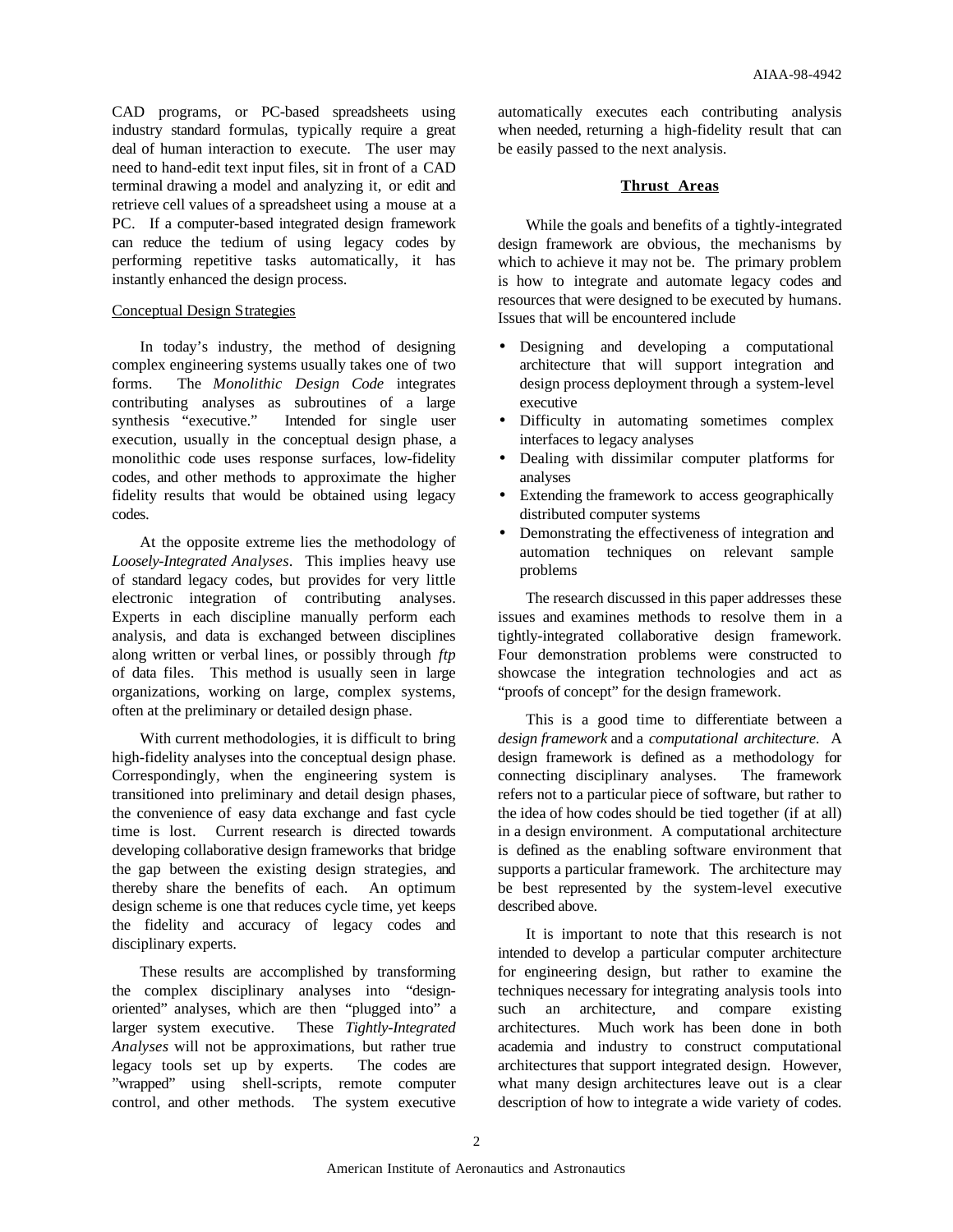CAD programs, or PC-based spreadsheets using industry standard formulas, typically require a great deal of human interaction to execute. The user may need to hand-edit text input files, sit in front of a CAD terminal drawing a model and analyzing it, or edit and retrieve cell values of a spreadsheet using a mouse at a PC. If a computer-based integrated design framework can reduce the tedium of using legacy codes by performing repetitive tasks automatically, it has instantly enhanced the design process.

### Conceptual Design Strategies

In today's industry, the method of designing complex engineering systems usually takes one of two forms. The *Monolithic Design Code* integrates contributing analyses as subroutines of a large synthesis "executive." Intended for single user execution, usually in the conceptual design phase, a monolithic code uses response surfaces, low-fidelity codes, and other methods to approximate the higher fidelity results that would be obtained using legacy codes.

At the opposite extreme lies the methodology of *Loosely-Integrated Analyses*. This implies heavy use of standard legacy codes, but provides for very little electronic integration of contributing analyses. Experts in each discipline manually perform each analysis, and data is exchanged between disciplines along written or verbal lines, or possibly through *ftp* of data files. This method is usually seen in large organizations, working on large, complex systems, often at the preliminary or detailed design phase.

With current methodologies, it is difficult to bring high-fidelity analyses into the conceptual design phase. Correspondingly, when the engineering system is transitioned into preliminary and detail design phases, the convenience of easy data exchange and fast cycle time is lost. Current research is directed towards developing collaborative design frameworks that bridge the gap between the existing design strategies, and thereby share the benefits of each. An optimum design scheme is one that reduces cycle time, yet keeps the fidelity and accuracy of legacy codes and disciplinary experts.

These results are accomplished by transforming the complex disciplinary analyses into "design-oriented" analyses, which are then "plugged into" a larger system executive. These *Tightly-Integrated Analyses* will not be approximations, but rather true legacy tools set up by experts. The codes are "wrapped" using shell-scripts, remote computer control, and other methods. The system executive automatically executes each contributing analysis when needed, returning a high-fidelity result that can be easily passed to the next analysis.

## Thrust Areas

While the goals and benefits of a tightly-integrated design framework are obvious, the mechanisms by which to achieve it may not be. The primary problem is how to integrate and automate legacy codes and resources that were designed to be executed by humans. Issues that will be encountered include

- Designing and developing a computational architecture that will support integration and design process deployment through a system-level executive
- Difficulty in automating sometimes complex interfaces to legacy analyses
- Dealing with dissimilar computer platforms for analyses
- Extending the framework to access geographically distributed computer systems
- Demonstrating the effectiveness of integration and automation techniques on relevant sample problems

The research discussed in this paper addresses these issues and examines methods to resolve them in a tightly-integrated collaborative design framework. Four demonstration problems were constructed to showcase the integration technologies and act as "proofs of concept" for the design framework.

This is a good time to differentiate between a *design framework* and a *computational architecture*. A design framework is defined as a methodology for connecting disciplinary analyses. The framework refers not to a particular piece of software, but rather to the idea of how codes should be tied together (if at all) in a design environment. A computational architecture is defined as the enabling software environment that supports a particular framework. The architecture may be best represented by the system-level executive described above.

It is important to note that this research is not intended to develop a particular computer architecture for engineering design, but rather to examine the techniques necessary for integrating analysis tools into such an architecture, and compare existing architectures. Much work has been done in both academia and industry to construct computational architectures that support integrated design. However, what many design architectures leave out is a clear description of how to integrate a wide variety of codes.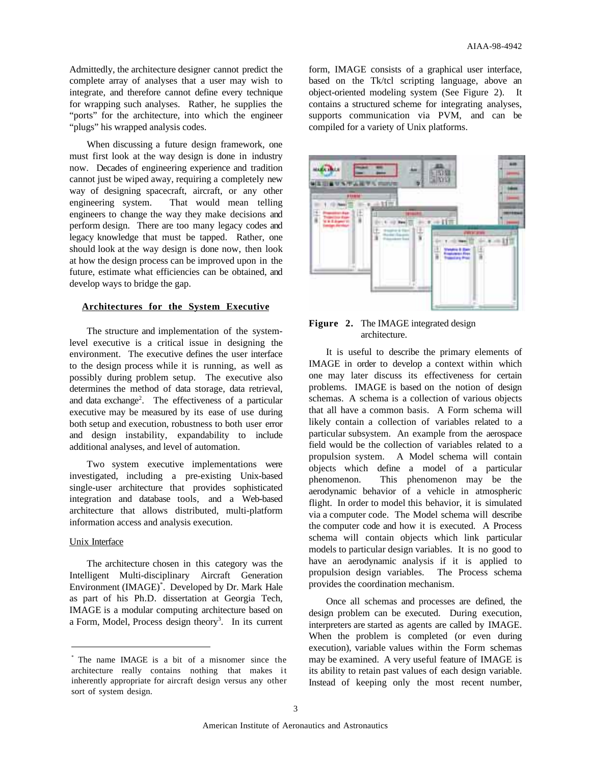Admittedly, the architecture designer cannot predict the complete array of analyses that a user may wish to integrate, and therefore cannot define every technique for wrapping such analyses. Rather, he supplies the "ports" for the architecture, into which the engineer "plugs" his wrapped analysis codes.

When discussing a future design framework, one must first look at the way design is done in industry now. Decades of engineering experience and tradition cannot just be wiped away, requiring a completely new way of designing spacecraft, aircraft, or any other engineering system. That would mean telling engineers to change the way they make decisions and perform design. There are too many legacy codes and legacy knowledge that must be tapped. Rather, one should look at the way design is done now, then look at how the design process can be improved upon in the future, estimate what efficiencies can be obtained, and develop ways to bridge the gap.

## Architectures for the System Executive

The structure and implementation of the system-level executive is a critical issue in designing the environment. The executive defines the user interface to the design process while it is running, as well as possibly during problem setup. The executive also determines the method of data storage, data retrieval, and data exchange[2]. The effectiveness of a particular executive may be measured by its ease of use during both setup and execution, robustness to both user error and design instability, expandability to include additional analyses, and level of automation.

Two system executive implementations were investigated, including a pre-existing Unix-based single-user architecture that provides sophisticated integration and database tools, and a Web-based architecture that allows distributed, multi-platform information access and analysis execution.

### Unix Interface

The architecture chosen in this category was the Intelligent Multi-disciplinary Aircraft Generation Environment (IMAGE)*. Developed by Dr. Mark Hale as part of his Ph.D. dissertation at Georgia Tech, IMAGE is a modular computing architecture based on a Form, Model, Process design theory[3]. In its current form, IMAGE consists of a graphical user interface, based on the Tk/tcl scripting language, above an object-oriented modeling system (See Figure 2). It contains a structured scheme for integrating analyses, supports communication via PVM, and can be compiled for a variety of Unix platforms.

**Figure 2.** The IMAGE integrated design architecture.

It is useful to describe the primary elements of IMAGE in order to develop a context within which one may later discuss its effectiveness for certain problems. IMAGE is based on the notion of design schemas. A schema is a collection of various objects that all have a common basis. A Form schema will likely contain a collection of variables related to a particular subsystem. An example from the aerospace field would be the collection of variables related to a propulsion system. A Model schema will contain objects which define a model of a particular phenomenon. This phenomenon may be the aerodynamic behavior of a vehicle in atmospheric flight. In order to model this behavior, it is simulated via a computer code. The Model schema will describe the computer code and how it is executed. A Process schema will contain objects which link particular models to particular design variables. It is no good to have an aerodynamic analysis if it is applied to propulsion design variables. The Process schema provides the coordination mechanism.

Once all schemas and processes are defined, the design problem can be executed. During execution, interpreters are started as agents are called by IMAGE. When the problem is completed (or even during execution), variable values within the Form schemas may be examined. A very useful feature of IMAGE is its ability to retain past values of each design variable. Instead of keeping only the most recent number,

---

* The name IMAGE is a bit of a misnomer since the architecture really contains nothing that makes it inherently appropriate for aircraft design versus any other sort of system design.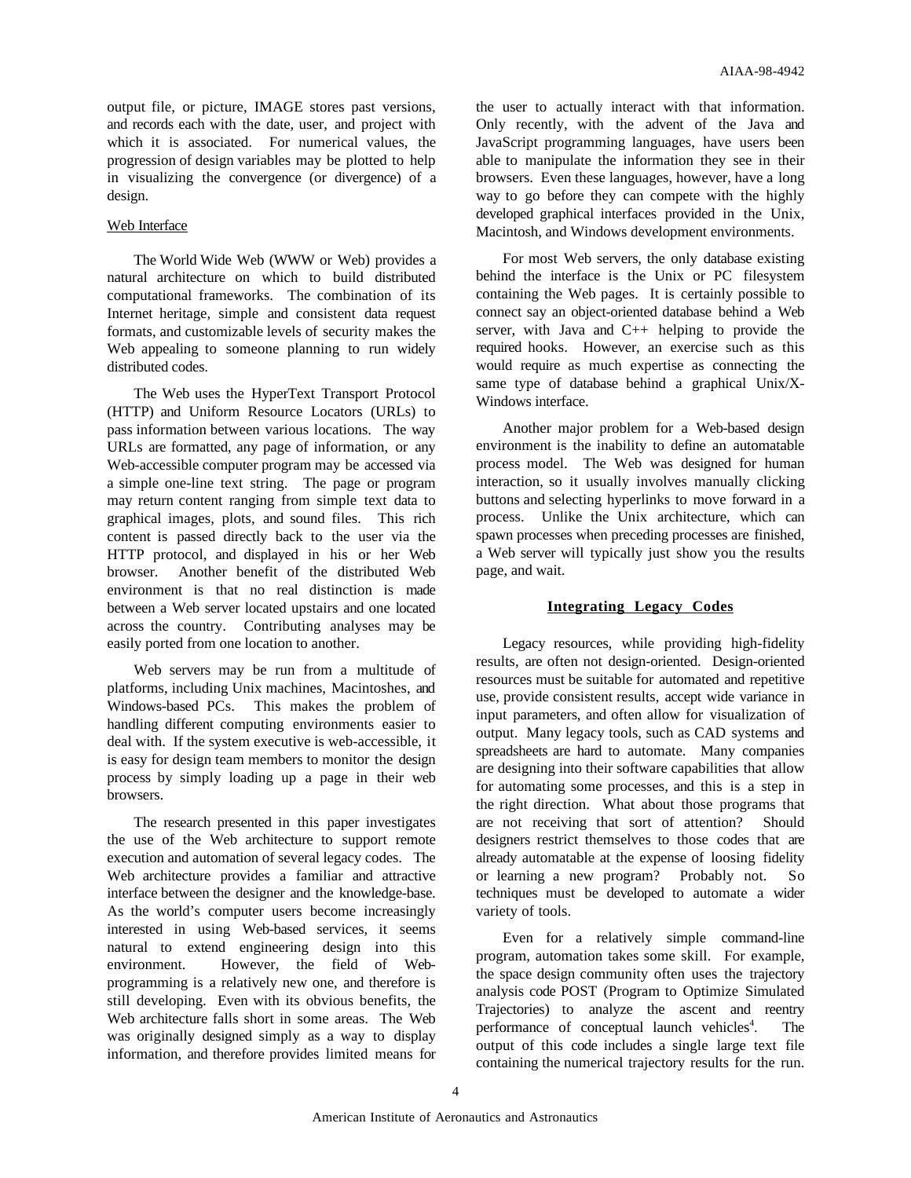output file, or picture, IMAGE stores past versions, and records each with the date, user, and project with which it is associated. For numerical values, the progression of design variables may be plotted to help in visualizing the convergence (or divergence) of a design.

### Web Interface

The World Wide Web (WWW or Web) provides a natural architecture on which to build distributed computational frameworks. The combination of its Internet heritage, simple and consistent data request formats, and customizable levels of security makes the Web appealing to someone planning to run widely distributed codes.

The Web uses the HyperText Transport Protocol (HTTP) and Uniform Resource Locators (URLs) to pass information between various locations. The way URLs are formatted, any page of information, or any Web-accessible computer program may be accessed via a simple one-line text string. The page or program may return content ranging from simple text data to graphical images, plots, and sound files. This rich content is passed directly back to the user via the HTTP protocol, and displayed in his or her Web browser. Another benefit of the distributed Web environment is that no real distinction is made between a Web server located upstairs and one located across the country. Contributing analyses may be easily ported from one location to another.

Web servers may be run from a multitude of platforms, including Unix machines, Macintoshes, and Windows-based PCs. This makes the problem of handling different computing environments easier to deal with. If the system executive is web-accessible, it is easy for design team members to monitor the design process by simply loading up a page in their web browsers.

The research presented in this paper investigates the use of the Web architecture to support remote execution and automation of several legacy codes. The Web architecture provides a familiar and attractive interface between the designer and the knowledge-base. As the world's computer users become increasingly interested in using Web-based services, it seems natural to extend engineering design into this environment. However, the field of Web-programming is a relatively new one, and therefore is still developing. Even with its obvious benefits, the Web architecture falls short in some areas. The Web was originally designed simply as a way to display information, and therefore provides limited means for the user to actually interact with that information. Only recently, with the advent of the Java and JavaScript programming languages, have users been able to manipulate the information they see in their browsers. Even these languages, however, have a long way to go before they can compete with the highly developed graphical interfaces provided in the Unix, Macintosh, and Windows development environments.

For most Web servers, the only database existing behind the interface is the Unix or PC filesystem containing the Web pages. It is certainly possible to connect say an object-oriented database behind a Web server, with Java and C++ helping to provide the required hooks. However, an exercise such as this would require as much expertise as connecting the same type of database behind a graphical Unix/X-Windows interface.

Another major problem for a Web-based design environment is the inability to define an automatable process model. The Web was designed for human interaction, so it usually involves manually clicking buttons and selecting hyperlinks to move forward in a process. Unlike the Unix architecture, which can spawn processes when preceding processes are finished, a Web server will typically just show you the results page, and wait.

## Integrating Legacy Codes

Legacy resources, while providing high-fidelity results, are often not design-oriented. Design-oriented resources must be suitable for automated and repetitive use, provide consistent results, accept wide variance in input parameters, and often allow for visualization of output. Many legacy tools, such as CAD systems and spreadsheets are hard to automate. Many companies are designing into their software capabilities that allow for automating some processes, and this is a step in the right direction. What about those programs that are not receiving that sort of attention? Should designers restrict themselves to those codes that are already automatable at the expense of loosing fidelity or learning a new program? Probably not. So techniques must be developed to automate a wider variety of tools.

Even for a relatively simple command-line program, automation takes some skill. For example, the space design community often uses the trajectory analysis code POST (Program to Optimize Simulated Trajectories) to analyze the ascent and reentry performance of conceptual launch vehicles[4]. The output of this code includes a single large text file containing the numerical trajectory results for the run.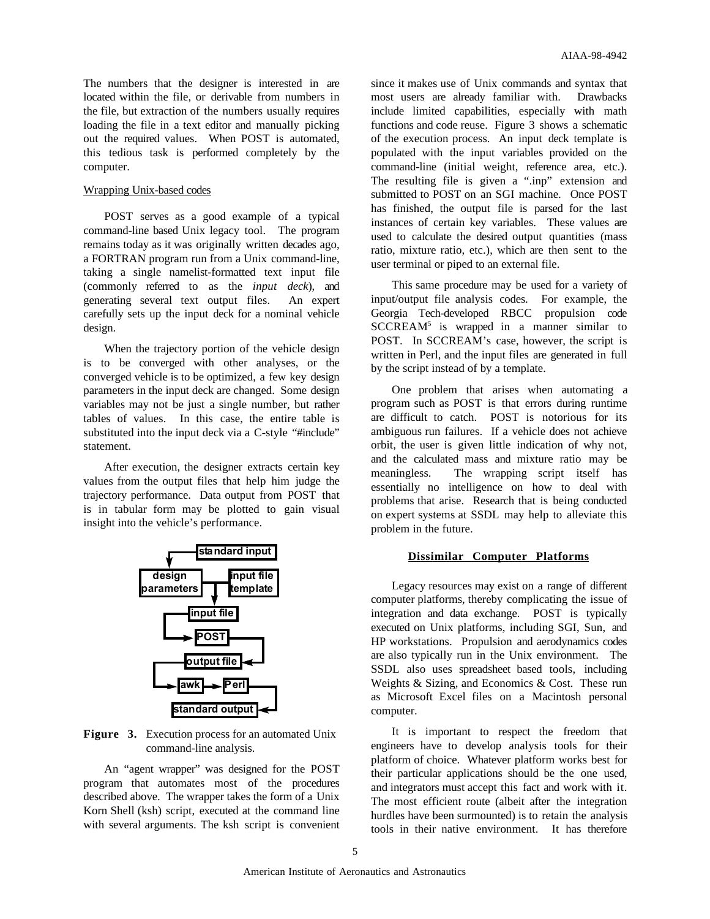The numbers that the designer is interested in are located within the file, or derivable from numbers in the file, but extraction of the numbers usually requires loading the file in a text editor and manually picking out the required values. When POST is automated, this tedious task is performed completely by the computer.

Wrapping Unix-based codes

POST serves as a good example of a typical command-line based Unix legacy tool. The program remains today as it was originally written decades ago, a FORTRAN program run from a Unix command-line, taking a single namelist-formatted text input file (commonly referred to as the *input deck*), and generating several text output files. An expert carefully sets up the input deck for a nominal vehicle design.

When the trajectory portion of the vehicle design is to be converged with other analyses, or the converged vehicle is to be optimized, a few key design parameters in the input deck are changed. Some design variables may not be just a single number, but rather tables of values. In this case, the entire table is substituted into the input deck via a C-style "#include" statement.

After execution, the designer extracts certain key values from the output files that help him judge the trajectory performance. Data output from POST that is in tabular form may be plotted to gain visual insight into the vehicle's performance.

standard input
design parameters
input file template
input file
POST
output file
awk
Perl
standard output

**Figure 3.** Execution process for an automated Unix command-line analysis.

An "agent wrapper" was designed for the POST program that automates most of the procedures described above. The wrapper takes the form of a Unix Korn Shell (ksh) script, executed at the command line with several arguments. The ksh script is convenient since it makes use of Unix commands and syntax that most users are already familiar with. Drawbacks include limited capabilities, especially with math functions and code reuse. Figure 3 shows a schematic of the execution process. An input deck template is populated with the input variables provided on the command-line (initial weight, reference area, etc.). The resulting file is given a ".inp" extension and submitted to POST on an SGI machine. Once POST has finished, the output file is parsed for the last instances of certain key variables. These values are used to calculate the desired output quantities (mass ratio, mixture ratio, etc.), which are then sent to the user terminal or piped to an external file.

This same procedure may be used for a variety of input/output file analysis codes. For example, the Georgia Tech-developed RBCC propulsion code SCCREAM[5] is wrapped in a manner similar to POST. In SCCREAM's case, however, the script is written in Perl, and the input files are generated in full by the script instead of by a template.

One problem that arises when automating a program such as POST is that errors during runtime are difficult to catch. POST is notorious for its ambiguous run failures. If a vehicle does not achieve orbit, the user is given little indication of why not, and the calculated mass and mixture ratio may be meaningless. The wrapping script itself has essentially no intelligence on how to deal with problems that arise. Research that is being conducted on expert systems at SSDL may help to alleviate this problem in the future.

## Dissimilar Computer Platforms

Legacy resources may exist on a range of different computer platforms, thereby complicating the issue of integration and data exchange. POST is typically executed on Unix platforms, including SGI, Sun, and HP workstations. Propulsion and aerodynamics codes are also typically run in the Unix environment. The SSDL also uses spreadsheet based tools, including Weights & Sizing, and Economics & Cost. These run as Microsoft Excel files on a Macintosh personal computer.

It is important to respect the freedom that engineers have to develop analysis tools for their platform of choice. Whatever platform works best for their particular applications should be the one used, and integrators must accept this fact and work with it. The most efficient route (albeit after the integration hurdles have been surmounted) is to retain the analysis tools in their native environment. It has therefore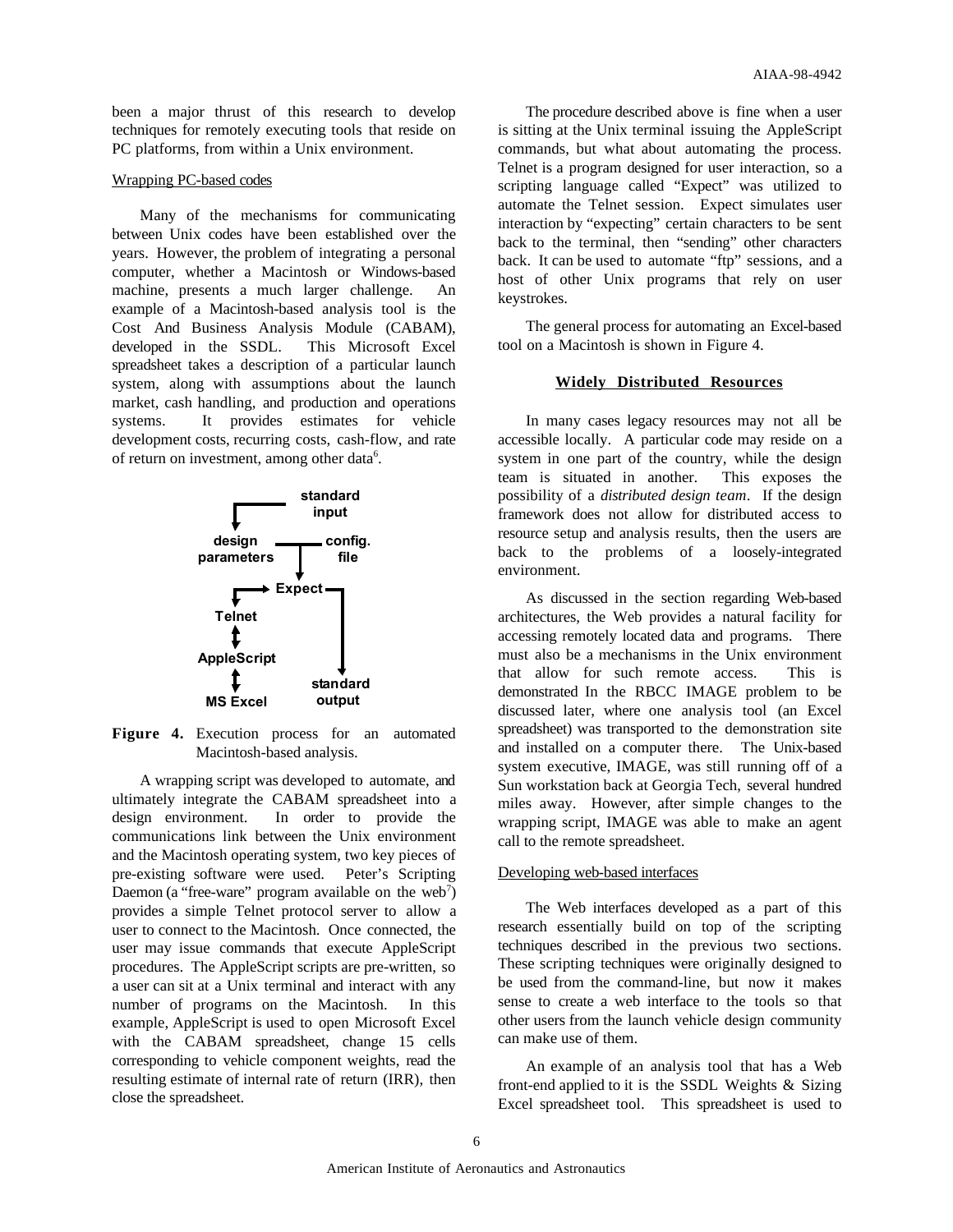been a major thrust of this research to develop techniques for remotely executing tools that reside on PC platforms, from within a Unix environment.

### Wrapping PC-based codes

Many of the mechanisms for communicating between Unix codes have been established over the years. However, the problem of integrating a personal computer, whether a Macintosh or Windows-based machine, presents a much larger challenge. An example of a Macintosh-based analysis tool is the Cost And Business Analysis Module (CABAM), developed in the SSDL. This Microsoft Excel spreadsheet takes a description of a particular launch system, along with assumptions about the launch market, cash handling, and production and operations systems. It provides estimates for vehicle development costs, recurring costs, cash-flow, and rate of return on investment, among other data[6].

**Figure 4.** Execution process for an automated Macintosh-based analysis.

A wrapping script was developed to automate, and ultimately integrate the CABAM spreadsheet into a design environment. In order to provide the communications link between the Unix environment and the Macintosh operating system, two key pieces of pre-existing software were used. Peter's Scripting Daemon (a "free-ware" program available on the web[7]) provides a simple Telnet protocol server to allow a user to connect to the Macintosh. Once connected, the user may issue commands that execute AppleScript procedures. The AppleScript scripts are pre-written, so a user can sit at a Unix terminal and interact with any number of programs on the Macintosh. In this example, AppleScript is used to open Microsoft Excel with the CABAM spreadsheet, change 15 cells corresponding to vehicle component weights, read the resulting estimate of internal rate of return (IRR), then close the spreadsheet.

The procedure described above is fine when a user is sitting at the Unix terminal issuing the AppleScript commands, but what about automating the process. Telnet is a program designed for user interaction, so a scripting language called "Expect" was utilized to automate the Telnet session. Expect simulates user interaction by "expecting" certain characters to be sent back to the terminal, then "sending" other characters back. It can be used to automate "ftp" sessions, and a host of other Unix programs that rely on user keystrokes.

The general process for automating an Excel-based tool on a Macintosh is shown in Figure 4.

## Widely Distributed Resources

In many cases legacy resources may not all be accessible locally. A particular code may reside on a system in one part of the country, while the design team is situated in another. This exposes the possibility of a *distributed design team*. If the design framework does not allow for distributed access to resource setup and analysis results, then the users are back to the problems of a loosely-integrated environment.

As discussed in the section regarding Web-based architectures, the Web provides a natural facility for accessing remotely located data and programs. There must also be a mechanisms in the Unix environment that allow for such remote access. This is demonstrated In the RBCC IMAGE problem to be discussed later, where one analysis tool (an Excel spreadsheet) was transported to the demonstration site and installed on a computer there. The Unix-based system executive, IMAGE, was still running off of a Sun workstation back at Georgia Tech, several hundred miles away. However, after simple changes to the wrapping script, IMAGE was able to make an agent call to the remote spreadsheet.

### Developing web-based interfaces

The Web interfaces developed as a part of this research essentially build on top of the scripting techniques described in the previous two sections. These scripting techniques were originally designed to be used from the command-line, but now it makes sense to create a web interface to the tools so that other users from the launch vehicle design community can make use of them.

An example of an analysis tool that has a Web front-end applied to it is the SSDL Weights & Sizing Excel spreadsheet tool. This spreadsheet is used to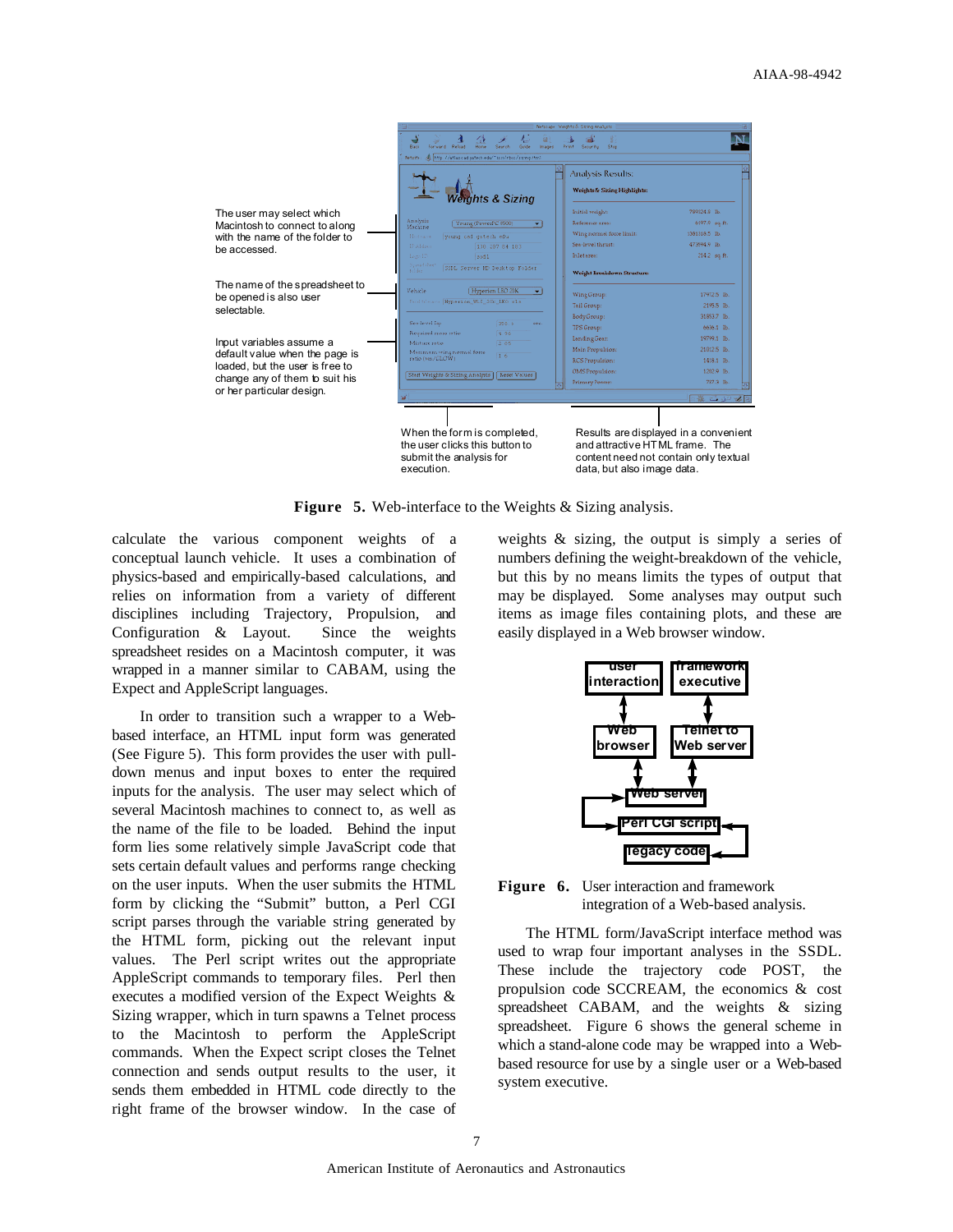The user may select which Macintosh to connect to along with the name of the folder to be accessed.

The name of the spreadsheet to be opened is also user selectable.

Input variables assume a default value when the page is loaded, but the user is free to change any of them to suit his or her particular design.

When the form is completed, the user clicks this button to submit the analysis for execution.

Results are displayed in a convenient and attractive HTML frame. The content need not contain only textual data, but also image data.

**Figure 5.** Web-interface to the Weights & Sizing analysis.

calculate the various component weights of a conceptual launch vehicle. It uses a combination of physics-based and empirically-based calculations, and relies on information from a variety of different disciplines including Trajectory, Propulsion, and Configuration & Layout. Since the weights spreadsheet resides on a Macintosh computer, it was wrapped in a manner similar to CABAM, using the Expect and AppleScript languages.

In order to transition such a wrapper to a Web-based interface, an HTML input form was generated (See Figure 5). This form provides the user with pull-down menus and input boxes to enter the required inputs for the analysis. The user may select which of several Macintosh machines to connect to, as well as the name of the file to be loaded. Behind the input form lies some relatively simple JavaScript code that sets certain default values and performs range checking on the user inputs. When the user submits the HTML form by clicking the "Submit" button, a Perl CGI script parses through the variable string generated by the HTML form, picking out the relevant input values. The Perl script writes out the appropriate AppleScript commands to temporary files. Perl then executes a modified version of the Expect Weights & Sizing wrapper, which in turn spawns a Telnet process to the Macintosh to perform the AppleScript commands. When the Expect script closes the Telnet connection and sends output results to the user, it sends them embedded in HTML code directly to the right frame of the browser window. In the case of weights & sizing, the output is simply a series of numbers defining the weight-breakdown of the vehicle, but this by no means limits the types of output that may be displayed. Some analyses may output such items as image files containing plots, and these are easily displayed in a Web browser window.

user interaction | framework executive | Web browser | Telnet to Web server | Web server | Perl CGI script | legacy code

**Figure 6.** User interaction and framework integration of a Web-based analysis.

The HTML form/JavaScript interface method was used to wrap four important analyses in the SSDL. These include the trajectory code POST, the propulsion code SCCREAM, the economics & cost spreadsheet CABAM, and the weights & sizing spreadsheet. Figure 6 shows the general scheme in which a stand-alone code may be wrapped into a Web-based resource for use by a single user or a Web-based system executive.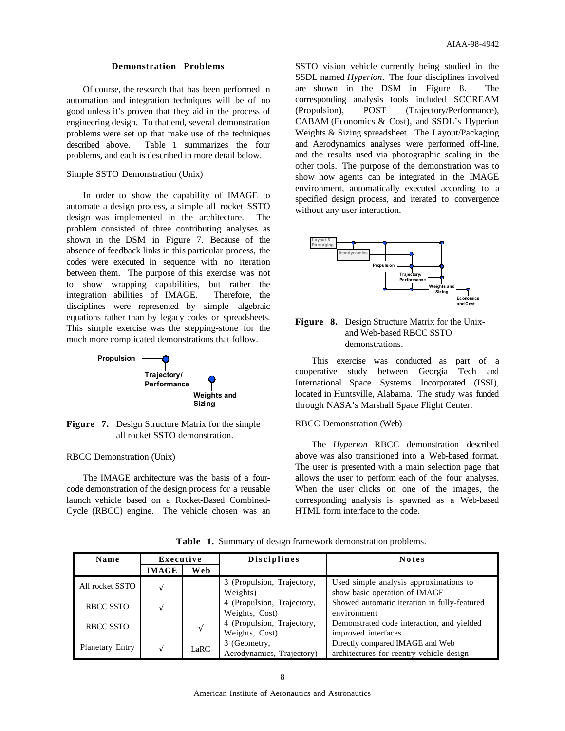## Demonstration Problems

Of course, the research that has been performed in automation and integration techniques will be of no good unless it's proven that they aid in the process of engineering design. To that end, several demonstration problems were set up that make use of the techniques described above. Table 1 summarizes the four problems, and each is described in more detail below.

### Simple SSTO Demonstration (Unix)

In order to show the capability of IMAGE to automate a design process, a simple all rocket SSTO design was implemented in the architecture. The problem consisted of three contributing analyses as shown in the DSM in Figure 7. Because of the absence of feedback links in this particular process, the codes were executed in sequence with no iteration between them. The purpose of this exercise was not to show wrapping capabilities, but rather the integration abilities of IMAGE. Therefore, the disciplines were represented by simple algebraic equations rather than by legacy codes or spreadsheets. This simple exercise was the stepping-stone for the much more complicated demonstrations that follow.

**Figure 7.** Design Structure Matrix for the simple all rocket SSTO demonstration.

### RBCC Demonstration (Unix)

The IMAGE architecture was the basis of a four-code demonstration of the design process for a reusable launch vehicle based on a Rocket-Based Combined-Cycle (RBCC) engine. The vehicle chosen was an SSTO vision vehicle currently being studied in the SSDL named *Hyperion*. The four disciplines involved are shown in the DSM in Figure 8. The corresponding analysis tools included SCCREAM (Propulsion), POST (Trajectory/Performance), CABAM (Economics & Cost), and SSDL's Hyperion Weights & Sizing spreadsheet. The Layout/Packaging and Aerodynamics analyses were performed off-line, and the results used via photographic scaling in the other tools. The purpose of the demonstration was to show how agents can be integrated in the IMAGE environment, automatically executed according to a specified design process, and iterated to convergence without any user interaction.

**Figure 8.** Design Structure Matrix for the Unix- and Web-based RBCC SSTO demonstrations.

This exercise was conducted as part of a cooperative study between Georgia Tech and International Space Systems Incorporated (ISSI), located in Huntsville, Alabama. The study was funded through NASA's Marshall Space Flight Center.

### RBCC Demonstration (Web)

The *Hyperion* RBCC demonstration described above was also transitioned into a Web-based format. The user is presented with a main selection page that allows the user to perform each of the four analyses. When the user clicks on one of the images, the corresponding analysis is spawned as a Web-based HTML form interface to the code.

**Table 1.** Summary of design framework demonstration problems.

| Name | Executive | | Disciplines | Notes |
|---|---|---|---|---|
| | IMAGE | Web | | |
| All rocket SSTO | √ | | 3 (Propulsion, Trajectory, Weights) | Used simple analysis approximations to show basic operation of IMAGE |
| RBCC SSTO | √ | | 4 (Propulsion, Trajectory, Weights, Cost) | Showed automatic iteration in fully-featured environment |
| RBCC SSTO | | √ | 4 (Propulsion, Trajectory, Weights, Cost) | Demonstrated code interaction, and yielded improved interfaces |
| Planetary Entry | √ | LaRC | 3 (Geometry, Aerodynamics, Trajectory) | Directly compared IMAGE and Web architectures for reentry-vehicle design |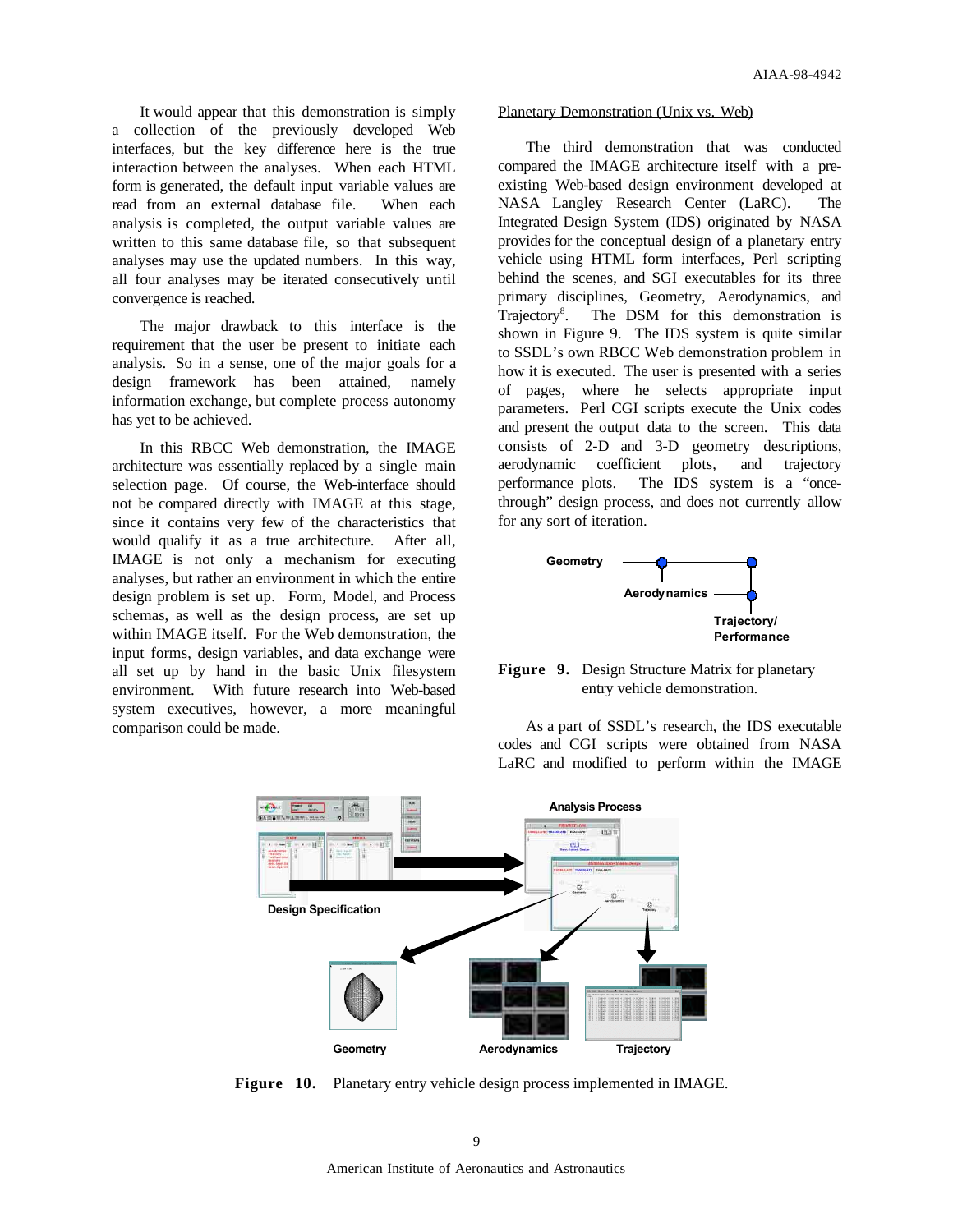It would appear that this demonstration is simply a collection of the previously developed Web interfaces, but the key difference here is the true interaction between the analyses. When each HTML form is generated, the default input variable values are read from an external database file. When each analysis is completed, the output variable values are written to this same database file, so that subsequent analyses may use the updated numbers. In this way, all four analyses may be iterated consecutively until convergence is reached.

The major drawback to this interface is the requirement that the user be present to initiate each analysis. So in a sense, one of the major goals for a design framework has been attained, namely information exchange, but complete process autonomy has yet to be achieved.

In this RBCC Web demonstration, the IMAGE architecture was essentially replaced by a single main selection page. Of course, the Web-interface should not be compared directly with IMAGE at this stage, since it contains very few of the characteristics that would qualify it as a true architecture. After all, IMAGE is not only a mechanism for executing analyses, but rather an environment in which the entire design problem is set up. Form, Model, and Process schemas, as well as the design process, are set up within IMAGE itself. For the Web demonstration, the input forms, design variables, and data exchange were all set up by hand in the basic Unix filesystem environment. With future research into Web-based system executives, however, a more meaningful comparison could be made.

Planetary Demonstration (Unix vs. Web)

The third demonstration that was conducted compared the IMAGE architecture itself with a pre-existing Web-based design environment developed at NASA Langley Research Center (LaRC). The Integrated Design System (IDS) originated by NASA provides for the conceptual design of a planetary entry vehicle using HTML form interfaces, Perl scripting behind the scenes, and SGI executables for its three primary disciplines, Geometry, Aerodynamics, and Trajectory[8]. The DSM for this demonstration is shown in Figure 9. The IDS system is quite similar to SSDL's own RBCC Web demonstration problem in how it is executed. The user is presented with a series of pages, where he selects appropriate input parameters. Perl CGI scripts execute the Unix codes and present the output data to the screen. This data consists of 2-D and 3-D geometry descriptions, aerodynamic coefficient plots, and trajectory performance plots. The IDS system is a "once-through" design process, and does not currently allow for any sort of iteration.

Geometry

Aerodynamics

Trajectory/ Performance

**Figure 9.** Design Structure Matrix for planetary entry vehicle demonstration.

As a part of SSDL's research, the IDS executable codes and CGI scripts were obtained from NASA LaRC and modified to perform within the IMAGE

Analysis Process

Design Specification

Geometry

Aerodynamics

Trajectory

**Figure 10.** Planetary entry vehicle design process implemented in IMAGE.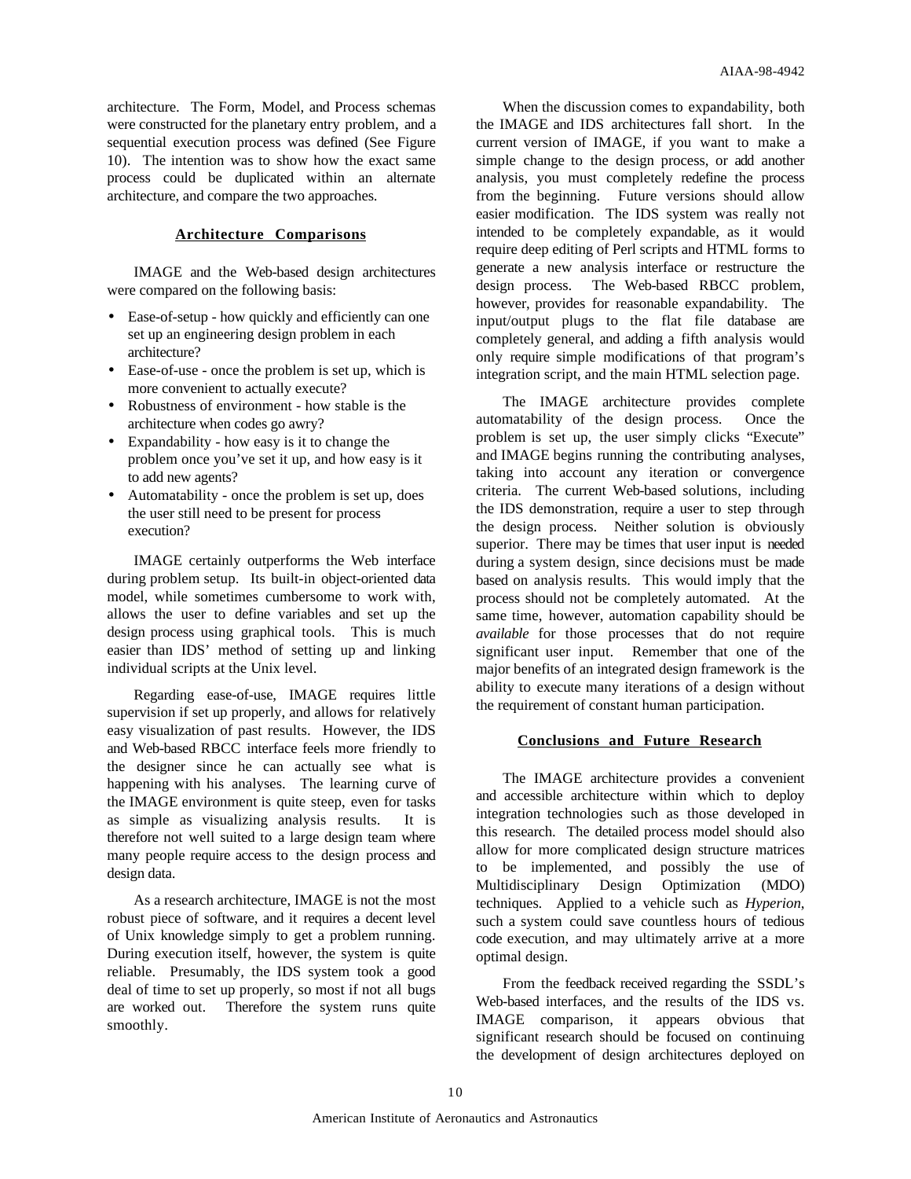architecture. The Form, Model, and Process schemas were constructed for the planetary entry problem, and a sequential execution process was defined (See Figure 10). The intention was to show how the exact same process could be duplicated within an alternate architecture, and compare the two approaches.

## Architecture Comparisons

IMAGE and the Web-based design architectures were compared on the following basis:

- Ease-of-setup - how quickly and efficiently can one set up an engineering design problem in each architecture?
- Ease-of-use - once the problem is set up, which is more convenient to actually execute?
- Robustness of environment - how stable is the architecture when codes go awry?
- Expandability - how easy is it to change the problem once you've set it up, and how easy is it to add new agents?
- Automatability - once the problem is set up, does the user still need to be present for process execution?

IMAGE certainly outperforms the Web interface during problem setup. Its built-in object-oriented data model, while sometimes cumbersome to work with, allows the user to define variables and set up the design process using graphical tools. This is much easier than IDS' method of setting up and linking individual scripts at the Unix level.

Regarding ease-of-use, IMAGE requires little supervision if set up properly, and allows for relatively easy visualization of past results. However, the IDS and Web-based RBCC interface feels more friendly to the designer since he can actually see what is happening with his analyses. The learning curve of the IMAGE environment is quite steep, even for tasks as simple as visualizing analysis results. It is therefore not well suited to a large design team where many people require access to the design process and design data.

As a research architecture, IMAGE is not the most robust piece of software, and it requires a decent level of Unix knowledge simply to get a problem running. During execution itself, however, the system is quite reliable. Presumably, the IDS system took a good deal of time to set up properly, so most if not all bugs are worked out. Therefore the system runs quite smoothly.

When the discussion comes to expandability, both the IMAGE and IDS architectures fall short. In the current version of IMAGE, if you want to make a simple change to the design process, or add another analysis, you must completely redefine the process from the beginning. Future versions should allow easier modification. The IDS system was really not intended to be completely expandable, as it would require deep editing of Perl scripts and HTML forms to generate a new analysis interface or restructure the design process. The Web-based RBCC problem, however, provides for reasonable expandability. The input/output plugs to the flat file database are completely general, and adding a fifth analysis would only require simple modifications of that program's integration script, and the main HTML selection page.

The IMAGE architecture provides complete automatability of the design process. Once the problem is set up, the user simply clicks "Execute" and IMAGE begins running the contributing analyses, taking into account any iteration or convergence criteria. The current Web-based solutions, including the IDS demonstration, require a user to step through the design process. Neither solution is obviously superior. There may be times that user input is needed during a system design, since decisions must be made based on analysis results. This would imply that the process should not be completely automated. At the same time, however, automation capability should be *available* for those processes that do not require significant user input. Remember that one of the major benefits of an integrated design framework is the ability to execute many iterations of a design without the requirement of constant human participation.

## Conclusions and Future Research

The IMAGE architecture provides a convenient and accessible architecture within which to deploy integration technologies such as those developed in this research. The detailed process model should also allow for more complicated design structure matrices to be implemented, and possibly the use of Multidisciplinary Design Optimization (MDO) techniques. Applied to a vehicle such as *Hyperion*, such a system could save countless hours of tedious code execution, and may ultimately arrive at a more optimal design.

From the feedback received regarding the SSDL's Web-based interfaces, and the results of the IDS vs. IMAGE comparison, it appears obvious that significant research should be focused on continuing the development of design architectures deployed on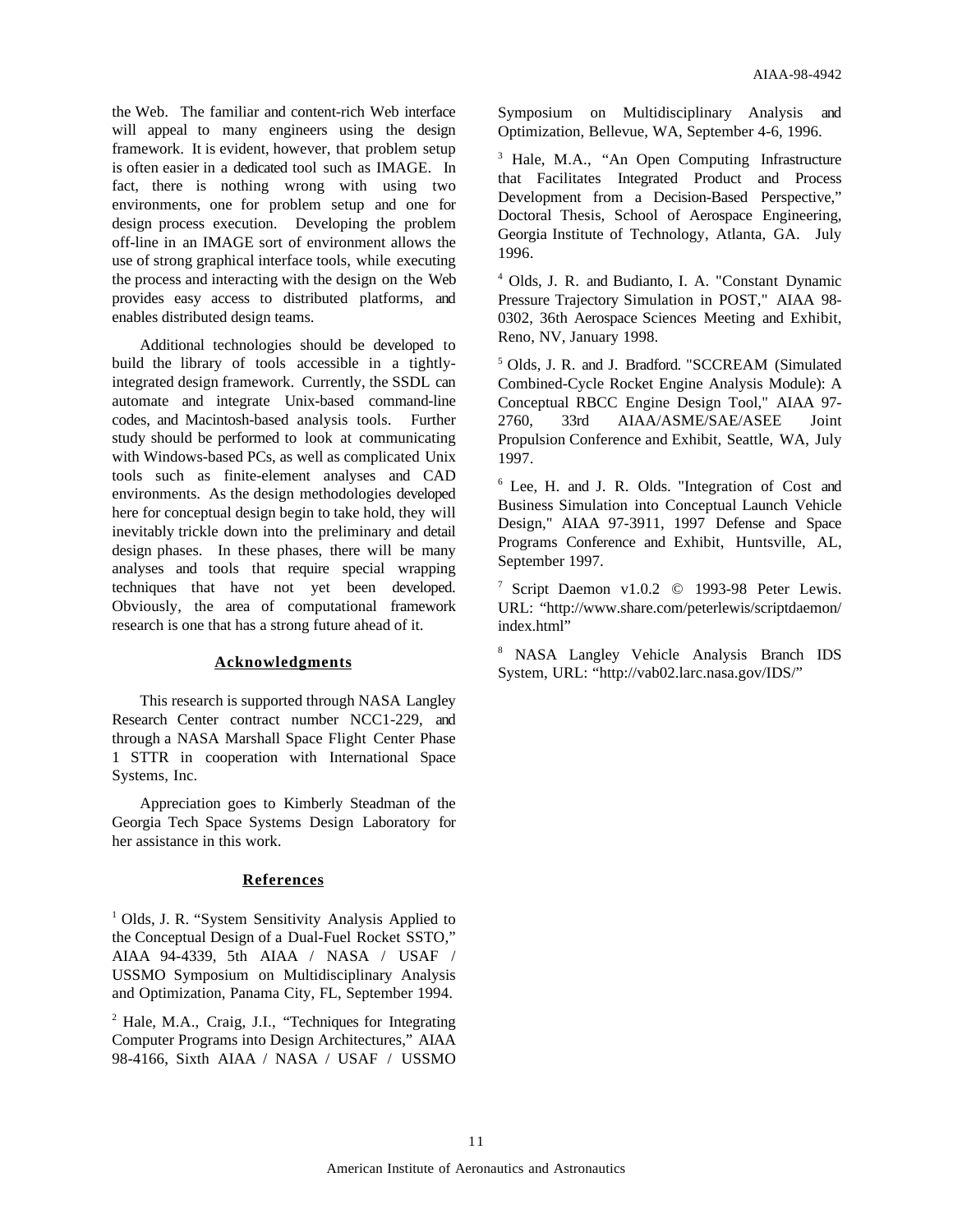the Web. The familiar and content-rich Web interface will appeal to many engineers using the design framework. It is evident, however, that problem setup is often easier in a dedicated tool such as IMAGE. In fact, there is nothing wrong with using two environments, one for problem setup and one for design process execution. Developing the problem off-line in an IMAGE sort of environment allows the use of strong graphical interface tools, while executing the process and interacting with the design on the Web provides easy access to distributed platforms, and enables distributed design teams.

Additional technologies should be developed to build the library of tools accessible in a tightly-integrated design framework. Currently, the SSDL can automate and integrate Unix-based command-line codes, and Macintosh-based analysis tools. Further study should be performed to look at communicating with Windows-based PCs, as well as complicated Unix tools such as finite-element analyses and CAD environments. As the design methodologies developed here for conceptual design begin to take hold, they will inevitably trickle down into the preliminary and detail design phases. In these phases, there will be many analyses and tools that require special wrapping techniques that have not yet been developed. Obviously, the area of computational framework research is one that has a strong future ahead of it.

## Acknowledgments

This research is supported through NASA Langley Research Center contract number NCC1-229, and through a NASA Marshall Space Flight Center Phase 1 STTR in cooperation with International Space Systems, Inc.

Appreciation goes to Kimberly Steadman of the Georgia Tech Space Systems Design Laboratory for her assistance in this work.

## References

[1] Olds, J. R. "System Sensitivity Analysis Applied to the Conceptual Design of a Dual-Fuel Rocket SSTO," AIAA 94-4339, 5th AIAA / NASA / USAF / USSMO Symposium on Multidisciplinary Analysis and Optimization, Panama City, FL, September 1994.

[2] Hale, M.A., Craig, J.I., "Techniques for Integrating Computer Programs into Design Architectures," AIAA 98-4166, Sixth AIAA / NASA / USAF / USSMO Symposium on Multidisciplinary Analysis and Optimization, Bellevue, WA, September 4-6, 1996.

[3] Hale, M.A., "An Open Computing Infrastructure that Facilitates Integrated Product and Process Development from a Decision-Based Perspective," Doctoral Thesis, School of Aerospace Engineering, Georgia Institute of Technology, Atlanta, GA. July 1996.

[4] Olds, J. R. and Budianto, I. A. "Constant Dynamic Pressure Trajectory Simulation in POST," AIAA 98-0302, 36th Aerospace Sciences Meeting and Exhibit, Reno, NV, January 1998.

[5] Olds, J. R. and J. Bradford. "SCCREAM (Simulated Combined-Cycle Rocket Engine Analysis Module): A Conceptual RBCC Engine Design Tool," AIAA 97-2760, 33rd AIAA/ASME/SAE/ASEE Joint Propulsion Conference and Exhibit, Seattle, WA, July 1997.

[6] Lee, H. and J. R. Olds. "Integration of Cost and Business Simulation into Conceptual Launch Vehicle Design," AIAA 97-3911, 1997 Defense and Space Programs Conference and Exhibit, Huntsville, AL, September 1997.

[7] Script Daemon v1.0.2 © 1993-98 Peter Lewis. URL: "http://www.share.com/peterlewis/scriptdaemon/index.html"

[8] NASA Langley Vehicle Analysis Branch IDS System, URL: "http://vab02.larc.nasa.gov/IDS/"